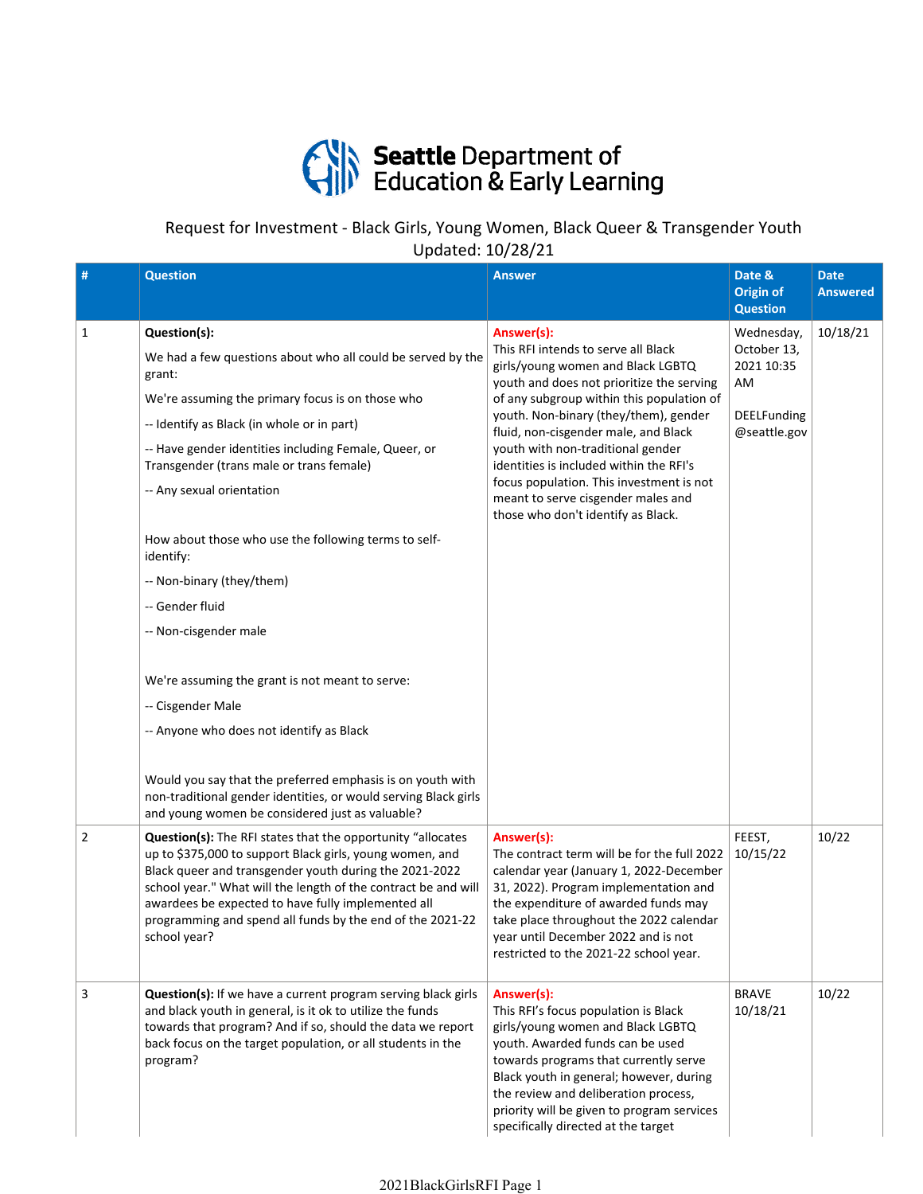# Seattle Department of Education & Early Learning

Request for Investment - Black Girls, Young Women, Black Queer & Transgender Youth
Updated: 10/28/21

| # | Question | Answer | Date & Origin of Question | Date Answered |
|---|---|---|---|---|
| 1 | **Question(s):** We had a few questions about who all could be served by the grant: We're assuming the primary focus is on those who -- Identify as Black (in whole or in part) -- Have gender identities including Female, Queer, or Transgender (trans male or trans female) -- Any sexual orientation How about those who use the following terms to self-identify: -- Non-binary (they/them) -- Gender fluid -- Non-cisgender male We're assuming the grant is not meant to serve: -- Cisgender Male -- Anyone who does not identify as Black Would you say that the preferred emphasis is on youth with non-traditional gender identities, or would serving Black girls and young women be considered just as valuable? | **Answer(s):** This RFI intends to serve all Black girls/young women and Black LGBTQ youth and does not prioritize the serving of any subgroup within this population of youth. Non-binary (they/them), gender fluid, non-cisgender male, and Black youth with non-traditional gender identities is included within the RFI's focus population. This investment is not meant to serve cisgender males and those who don't identify as Black. | Wednesday, October 13, 2021 10:35 AM DEELFunding @seattle.gov | 10/18/21 |
| 2 | **Question(s):** The RFI states that the opportunity "allocates up to $375,000 to support Black girls, young women, and Black queer and transgender youth during the 2021-2022 school year." What will the length of the contract be and will awardees be expected to have fully implemented all programming and spend all funds by the end of the 2021-22 school year? | **Answer(s):** The contract term will be for the full 2022 calendar year (January 1, 2022-December 31, 2022). Program implementation and the expenditure of awarded funds may take place throughout the 2022 calendar year until December 2022 and is not restricted to the 2021-22 school year. | FEEST, 10/15/22 | 10/22 |
| 3 | **Question(s):** If we have a current program serving black girls and black youth in general, is it ok to utilize the funds towards that program? And if so, should the data we report back focus on the target population, or all students in the program? | **Answer(s):** This RFI's focus population is Black girls/young women and Black LGBTQ youth. Awarded funds can be used towards programs that currently serve Black youth in general; however, during the review and deliberation process, priority will be given to program services specifically directed at the target | BRAVE 10/18/21 | 10/22 |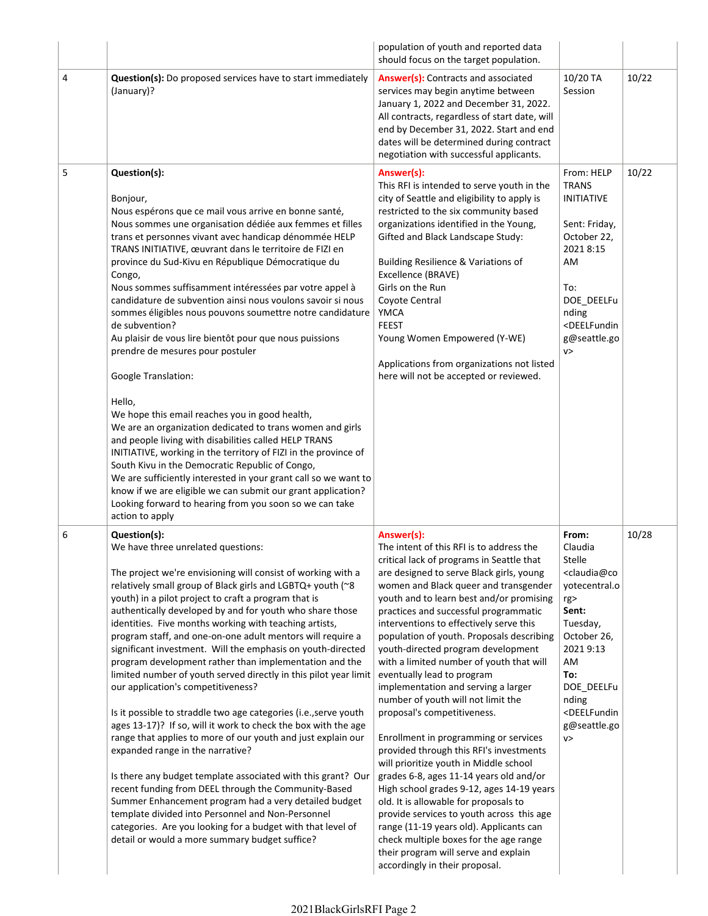| | | population of youth and reported data should focus on the target population. | | |
|---|---|---|---|---|
| 4 | **Question(s):** Do proposed services have to start immediately (January)? | **Answer(s):** Contracts and associated services may begin anytime between January 1, 2022 and December 31, 2022. All contracts, regardless of start date, will end by December 31, 2022. Start and end dates will be determined during contract negotiation with successful applicants. | 10/20 TA Session | 10/22 |
| 5 | **Question(s):**<br><br>Bonjour,<br>Nous espérons que ce mail vous arrive en bonne santé,<br>Nous sommes une organisation dédiée aux femmes et filles trans et personnes vivant avec handicap dénommée HELP TRANS INITIATIVE, œuvrant dans le territoire de FIZI en province du Sud-Kivu en République Démocratique du Congo,<br>Nous sommes suffisamment intéressées par votre appel à candidature de subvention ainsi nous voulons savoir si nous sommes éligibles nous pouvons soumettre notre candidature de subvention?<br>Au plaisir de vous lire bientôt pour que nous puissions prendre de mesures pour postuler<br><br>Google Translation:<br><br>Hello,<br>We hope this email reaches you in good health,<br>We are an organization dedicated to trans women and girls and people living with disabilities called HELP TRANS INITIATIVE, working in the territory of FIZI in the province of South Kivu in the Democratic Republic of Congo,<br>We are sufficiently interested in your grant call so we want to know if we are eligible we can submit our grant application?<br>Looking forward to hearing from you soon so we can take action to apply | **Answer(s):**<br>This RFI is intended to serve youth in the city of Seattle and eligibility to apply is restricted to the six community based organizations identified in the Young, Gifted and Black Landscape Study:<br><br>Building Resilience & Variations of Excellence (BRAVE)<br>Girls on the Run<br>Coyote Central<br>YMCA<br>FEEST<br>Young Women Empowered (Y-WE)<br><br>Applications from organizations not listed here will not be accepted or reviewed. | From: HELP TRANS INITIATIVE<br><br>Sent: Friday, October 22, 2021 8:15 AM<br><br>To: DOE_DEELFunding <DEELFunding@seattle.gov> | 10/22 |
| 6 | **Question(s):**<br>We have three unrelated questions:<br><br>The project we're envisioning will consist of working with a relatively small group of Black girls and LGBTQ+ youth (~8 youth) in a pilot project to craft a program that is authentically developed by and for youth who share those identities. Five months working with teaching artists, program staff, and one-on-one adult mentors will require a significant investment. Will the emphasis on youth-directed program development rather than implementation and the limited number of youth served directly in this pilot year limit our application's competitiveness?<br><br>Is it possible to straddle two age categories (i.e.,serve youth ages 13-17)? If so, will it work to check the box with the age range that applies to more of our youth and just explain our expanded range in the narrative?<br><br>Is there any budget template associated with this grant? Our recent funding from DEEL through the Community-Based Summer Enhancement program had a very detailed budget template divided into Personnel and Non-Personnel categories. Are you looking for a budget with that level of detail or would a more summary budget suffice? | **Answer(s):**<br>The intent of this RFI is to address the critical lack of programs in Seattle that are designed to serve Black girls, young women and Black queer and transgender youth and to learn best and/or promising practices and successful programmatic interventions to effectively serve this population of youth. Proposals describing youth-directed program development with a limited number of youth that will eventually lead to program implementation and serving a larger number of youth will not limit the proposal's competitiveness.<br><br>Enrollment in programming or services provided through this RFI's investments will prioritize youth in Middle school grades 6-8, ages 11-14 years old and/or High school grades 9-12, ages 14-19 years old. It is allowable for proposals to provide services to youth across this age range (11-19 years old). Applicants can check multiple boxes for the age range their program will serve and explain accordingly in their proposal. | **From:** Claudia Stelle <claudia@coyotecentral.org><br>**Sent:** Tuesday, October 26, 2021 9:13 AM<br>**To:** DOE_DEELFunding <DEELFunding@seattle.gov> | 10/28 |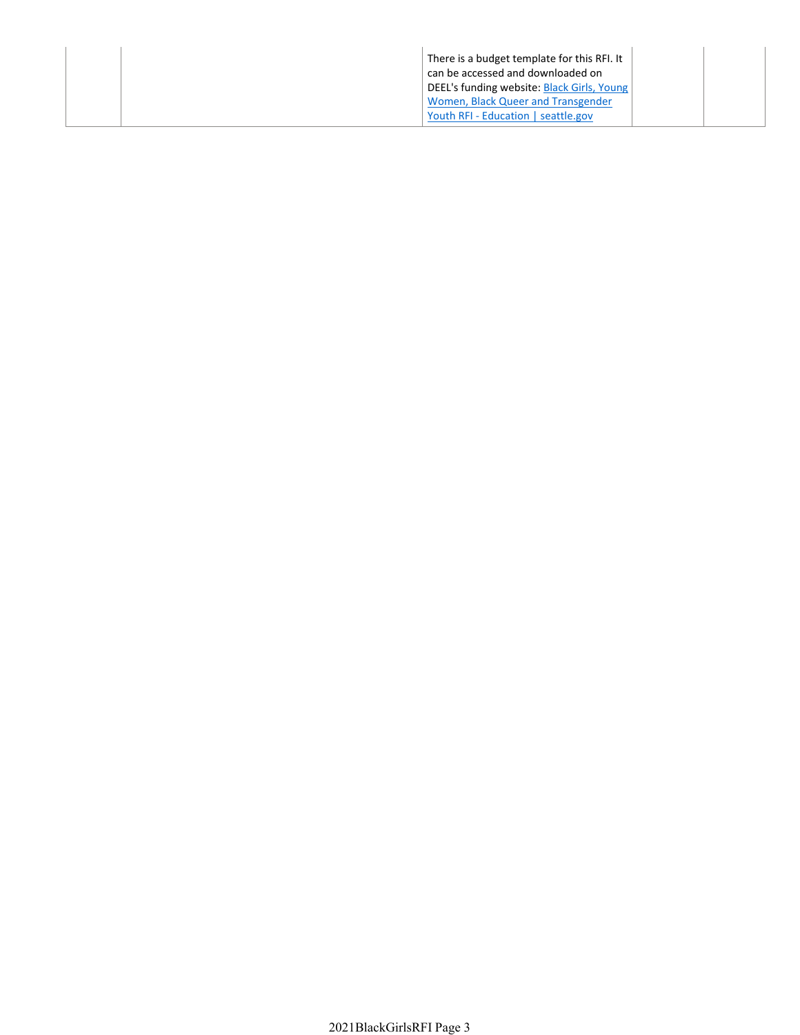| | | | | |
|---|---|---|---|---|
| | | There is a budget template for this RFI. It can be accessed and downloaded on DEEL's funding website: [Black Girls, Young Women, Black Queer and Transgender Youth RFI - Education \| seattle.gov]() | | |